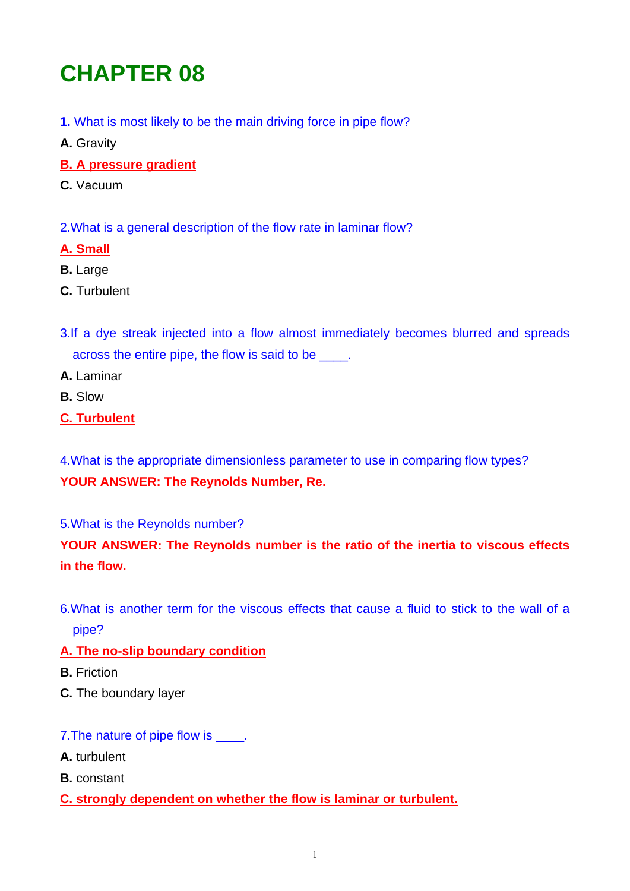# CHAPTER 08

**1.** What is most likely to be the main driving force in pipe flow?

**A.** Gravity

**B. A pressure gradient**

**C.** Vacuum

2.What is a general description of the flow rate in laminar flow?

**A. Small**

**B.** Large

**C.** Turbulent

3.If a dye streak injected into a flow almost immediately becomes blurred and spreads across the entire pipe, the flow is said to be ____.

**A.** Laminar

**B.** Slow

**C. Turbulent**

4.What is the appropriate dimensionless parameter to use in comparing flow types?

**YOUR ANSWER: The Reynolds Number, Re.**

5.What is the Reynolds number?

**YOUR ANSWER: The Reynolds number is the ratio of the inertia to viscous effects in the flow.**

6.What is another term for the viscous effects that cause a fluid to stick to the wall of a pipe?

**A. The no-slip boundary condition**

**B.** Friction

**C.** The boundary layer

7.The nature of pipe flow is ____.

**A.** turbulent

**B.** constant

**C. strongly dependent on whether the flow is laminar or turbulent.**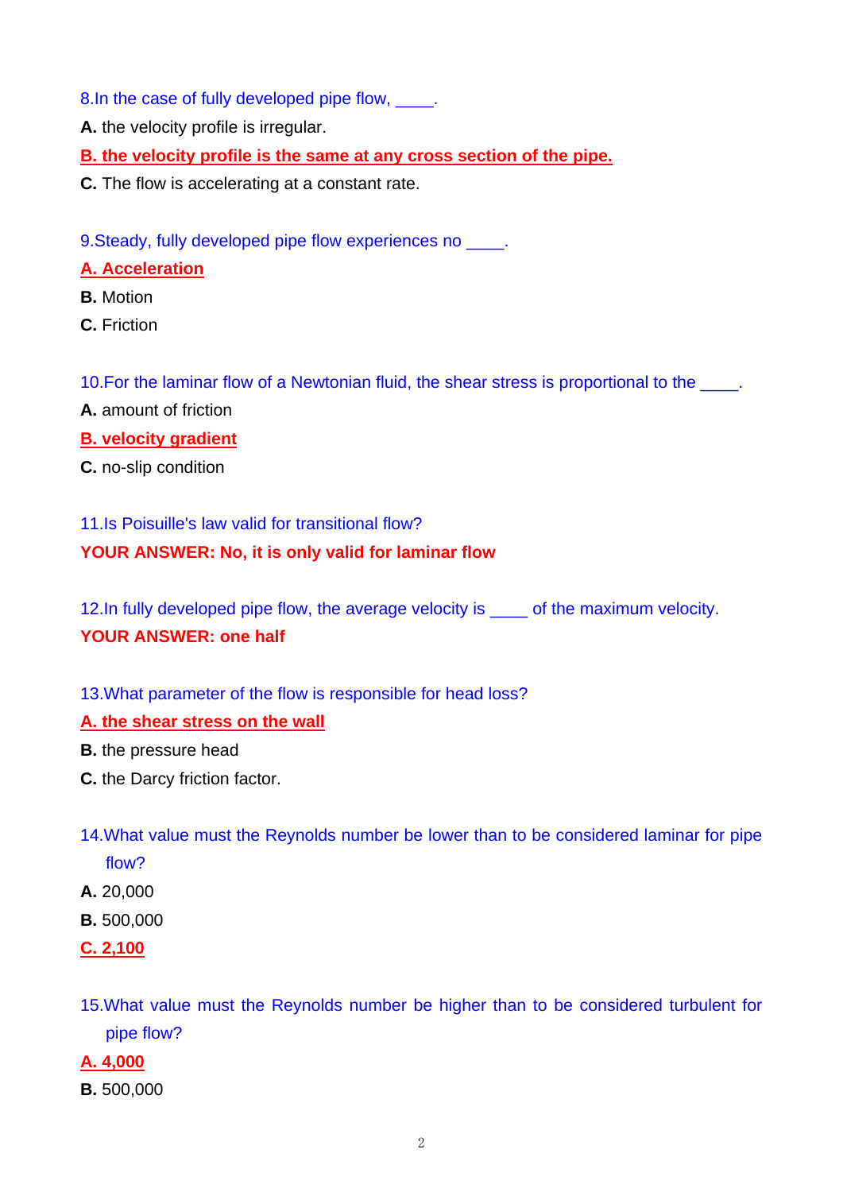8.In the case of fully developed pipe flow, ____.

**A.** the velocity profile is irregular.

**B. the velocity profile is the same at any cross section of the pipe.**

**C.** The flow is accelerating at a constant rate.

9.Steady, fully developed pipe flow experiences no ____.

**A. Acceleration**

**B.** Motion

**C.** Friction

10.For the laminar flow of a Newtonian fluid, the shear stress is proportional to the ____.

**A.** amount of friction

**B. velocity gradient**

**C.** no-slip condition

11.Is Poisuille's law valid for transitional flow?

**YOUR ANSWER: No, it is only valid for laminar flow**

12.In fully developed pipe flow, the average velocity is ____ of the maximum velocity.

**YOUR ANSWER: one half**

13.What parameter of the flow is responsible for head loss?

**A. the shear stress on the wall**

**B.** the pressure head

**C.** the Darcy friction factor.

14.What value must the Reynolds number be lower than to be considered laminar for pipe flow?

**A.** 20,000

**B.** 500,000

**C. 2,100**

15.What value must the Reynolds number be higher than to be considered turbulent for pipe flow?

**A. 4,000**

**B.** 500,000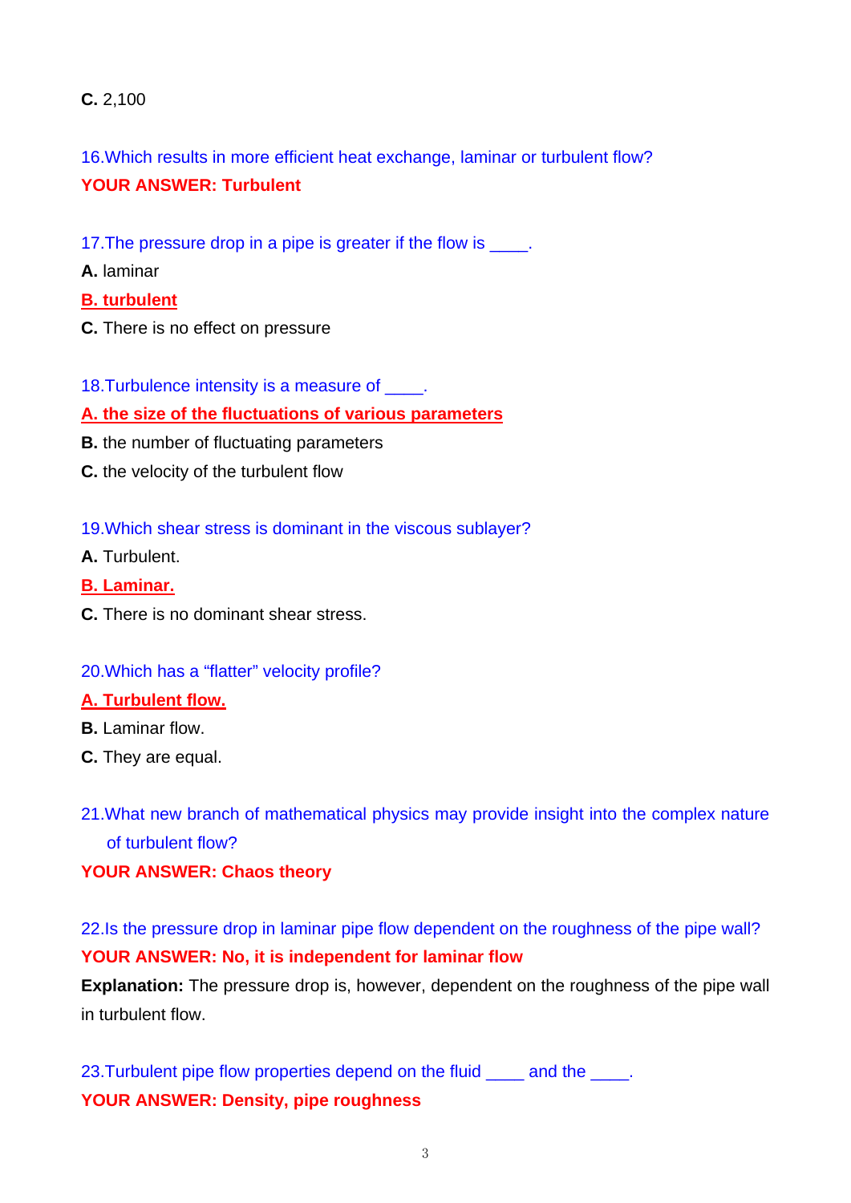**C.** 2,100

16.Which results in more efficient heat exchange, laminar or turbulent flow?

**YOUR ANSWER: Turbulent**

17.The pressure drop in a pipe is greater if the flow is ____.

**A.** laminar

**B. turbulent**

**C.** There is no effect on pressure

18.Turbulence intensity is a measure of ____.

**A. the size of the fluctuations of various parameters**

**B.** the number of fluctuating parameters

**C.** the velocity of the turbulent flow

19.Which shear stress is dominant in the viscous sublayer?

**A.** Turbulent.

**B. Laminar.**

**C.** There is no dominant shear stress.

20.Which has a “flatter” velocity profile?

**A. Turbulent flow.**

**B.** Laminar flow.

**C.** They are equal.

21.What new branch of mathematical physics may provide insight into the complex nature of turbulent flow?

**YOUR ANSWER: Chaos theory**

22.Is the pressure drop in laminar pipe flow dependent on the roughness of the pipe wall?

**YOUR ANSWER: No, it is independent for laminar flow**

**Explanation:** The pressure drop is, however, dependent on the roughness of the pipe wall in turbulent flow.

23.Turbulent pipe flow properties depend on the fluid ____ and the ____.

**YOUR ANSWER: Density, pipe roughness**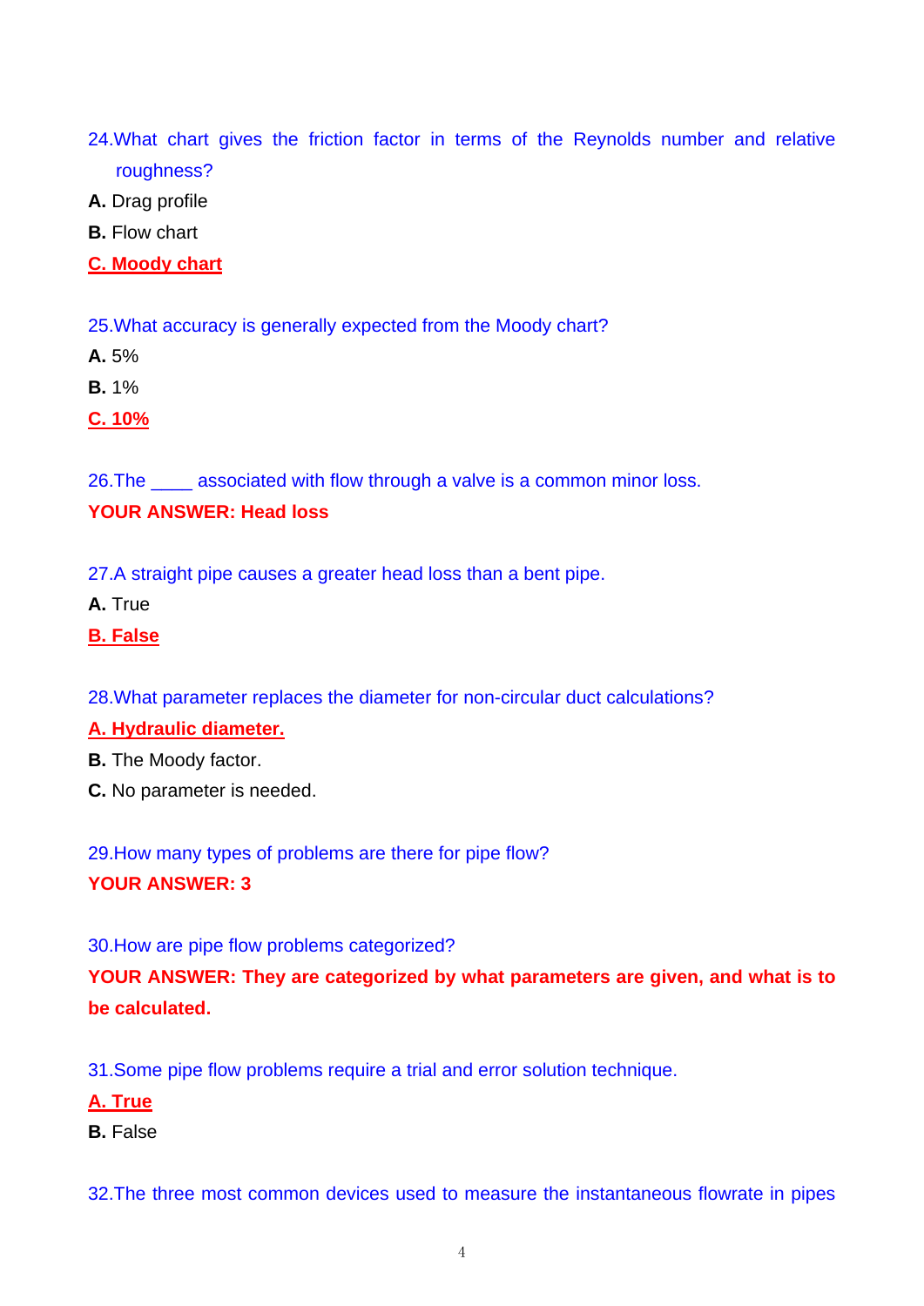24.What chart gives the friction factor in terms of the Reynolds number and relative roughness?

**A.** Drag profile

**B.** Flow chart

**C. Moody chart**

25.What accuracy is generally expected from the Moody chart?

**A.** 5%

**B.** 1%

**C. 10%**

26.The ____ associated with flow through a valve is a common minor loss.

**YOUR ANSWER: Head loss**

27.A straight pipe causes a greater head loss than a bent pipe.

**A.** True

**B. False**

28.What parameter replaces the diameter for non-circular duct calculations?

**A. Hydraulic diameter.**

**B.** The Moody factor.

**C.** No parameter is needed.

29.How many types of problems are there for pipe flow?

**YOUR ANSWER: 3**

30.How are pipe flow problems categorized?

**YOUR ANSWER: They are categorized by what parameters are given, and what is to be calculated.**

31.Some pipe flow problems require a trial and error solution technique.

**A. True**

**B.** False

32.The three most common devices used to measure the instantaneous flowrate in pipes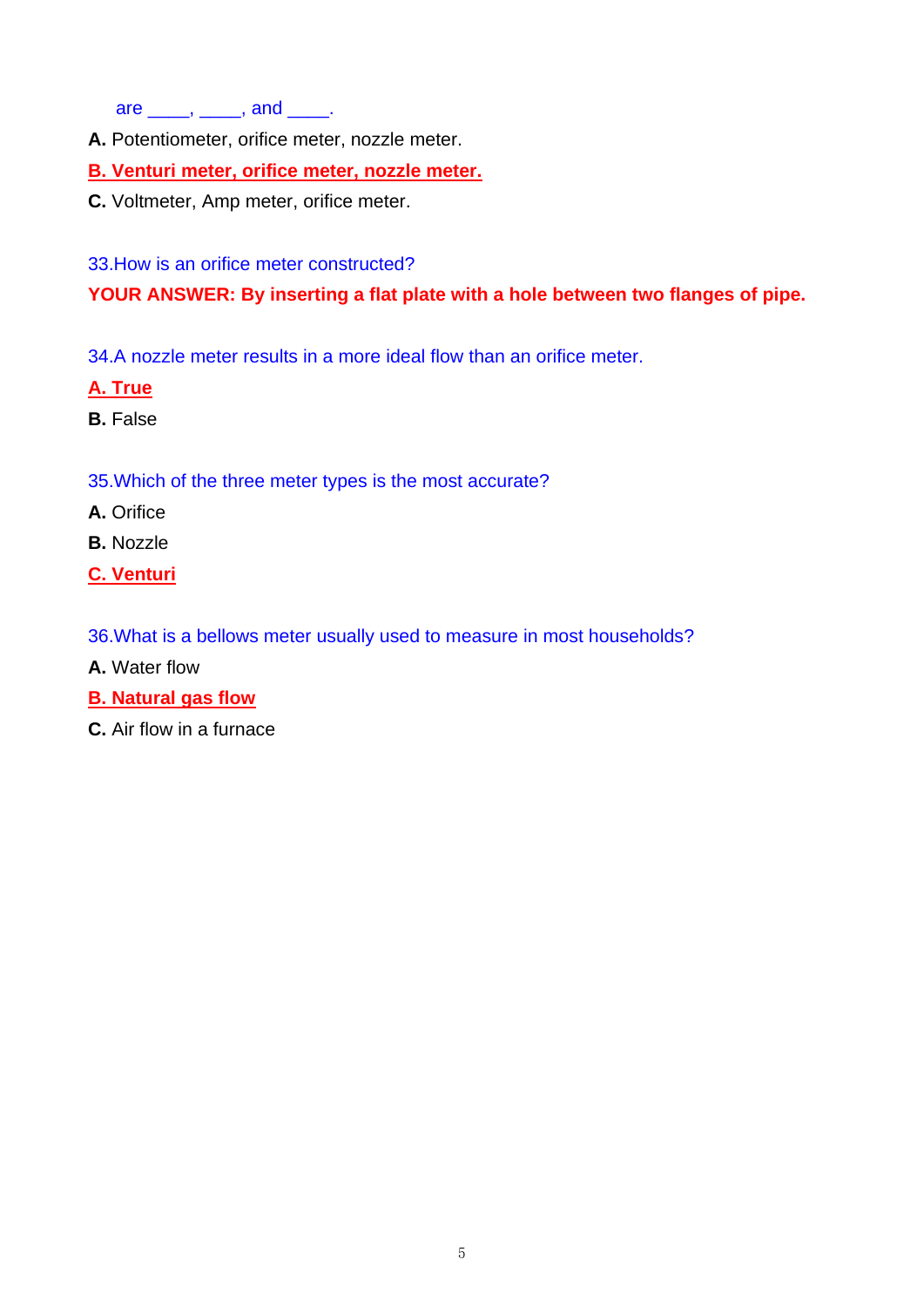are ____, ____, and ____.

**A.** Potentiometer, orifice meter, nozzle meter.

**B. Venturi meter, orifice meter, nozzle meter.**

**C.** Voltmeter, Amp meter, orifice meter.

33.How is an orifice meter constructed?

**YOUR ANSWER: By inserting a flat plate with a hole between two flanges of pipe.**

34.A nozzle meter results in a more ideal flow than an orifice meter.

**A. True**

**B.** False

35.Which of the three meter types is the most accurate?

**A.** Orifice

**B.** Nozzle

**C. Venturi**

36.What is a bellows meter usually used to measure in most households?

**A.** Water flow

**B. Natural gas flow**

**C.** Air flow in a furnace